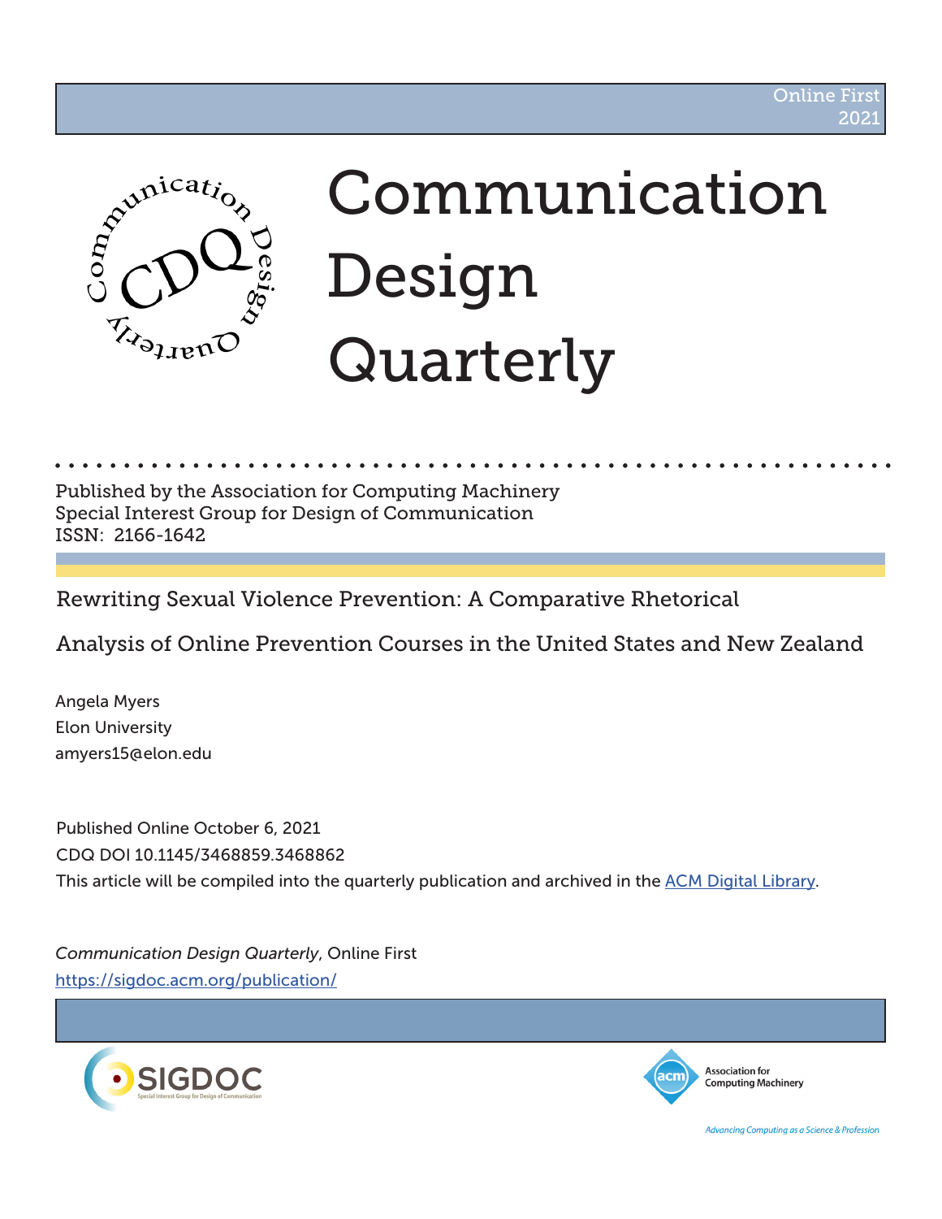Online First
2021

# Communication Design Quarterly

Published by the Association for Computing Machinery
Special Interest Group for Design of Communication
ISSN: 2166-1642

## Rewriting Sexual Violence Prevention: A Comparative Rhetorical Analysis of Online Prevention Courses in the United States and New Zealand

Angela Myers
Elon University
amyers15@elon.edu

Published Online October 6, 2021
CDQ DOI 10.1145/3468859.3468862
This article will be compiled into the quarterly publication and archived in the ACM Digital Library.

*Communication Design Quarterly*, Online First
https://sigdoc.acm.org/publication/

SIGDOC — Special Interest Group for Design of Communication

Association for Computing Machinery — Advancing Computing as a Science & Profession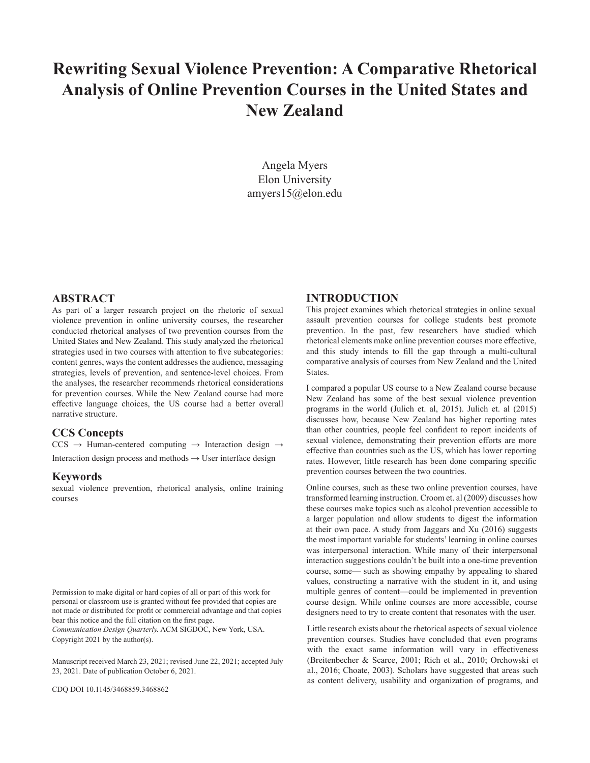# Rewriting Sexual Violence Prevention: A Comparative Rhetorical Analysis of Online Prevention Courses in the United States and New Zealand

Angela Myers
Elon University
amyers15@elon.edu

## ABSTRACT

As part of a larger research project on the rhetoric of sexual violence prevention in online university courses, the researcher conducted rhetorical analyses of two prevention courses from the United States and New Zealand. This study analyzed the rhetorical strategies used in two courses with attention to five subcategories: content genres, ways the content addresses the audience, messaging strategies, levels of prevention, and sentence-level choices. From the analyses, the researcher recommends rhetorical considerations for prevention courses. While the New Zealand course had more effective language choices, the US course had a better overall narrative structure.

### CCS Concepts

CCS → Human-centered computing → Interaction design → Interaction design process and methods → User interface design

### Keywords

sexual violence prevention, rhetorical analysis, online training courses

Permission to make digital or hard copies of all or part of this work for personal or classroom use is granted without fee provided that copies are not made or distributed for profit or commercial advantage and that copies bear this notice and the full citation on the first page.
*Communication Design Quarterly.* ACM SIGDOC, New York, USA.
Copyright 2021 by the author(s).

Manuscript received March 23, 2021; revised June 22, 2021; accepted July 23, 2021. Date of publication October 6, 2021.

CDQ DOI 10.1145/3468859.3468862

## INTRODUCTION

This project examines which rhetorical strategies in online sexual assault prevention courses for college students best promote prevention. In the past, few researchers have studied which rhetorical elements make online prevention courses more effective, and this study intends to fill the gap through a multi-cultural comparative analysis of courses from New Zealand and the United States.

I compared a popular US course to a New Zealand course because New Zealand has some of the best sexual violence prevention programs in the world (Julich et. al, 2015). Julich et. al (2015) discusses how, because New Zealand has higher reporting rates than other countries, people feel confident to report incidents of sexual violence, demonstrating their prevention efforts are more effective than countries such as the US, which has lower reporting rates. However, little research has been done comparing specific prevention courses between the two countries.

Online courses, such as these two online prevention courses, have transformed learning instruction. Croom et. al (2009) discusses how these courses make topics such as alcohol prevention accessible to a larger population and allow students to digest the information at their own pace. A study from Jaggars and Xu (2016) suggests the most important variable for students' learning in online courses was interpersonal interaction. While many of their interpersonal interaction suggestions couldn't be built into a one-time prevention course, some— such as showing empathy by appealing to shared values, constructing a narrative with the student in it, and using multiple genres of content—could be implemented in prevention course design. While online courses are more accessible, course designers need to try to create content that resonates with the user.

Little research exists about the rhetorical aspects of sexual violence prevention courses. Studies have concluded that even programs with the exact same information will vary in effectiveness (Breitenbecher & Scarce, 2001; Rich et al., 2010; Orchowski et al., 2016; Choate, 2003). Scholars have suggested that areas such as content delivery, usability and organization of programs, and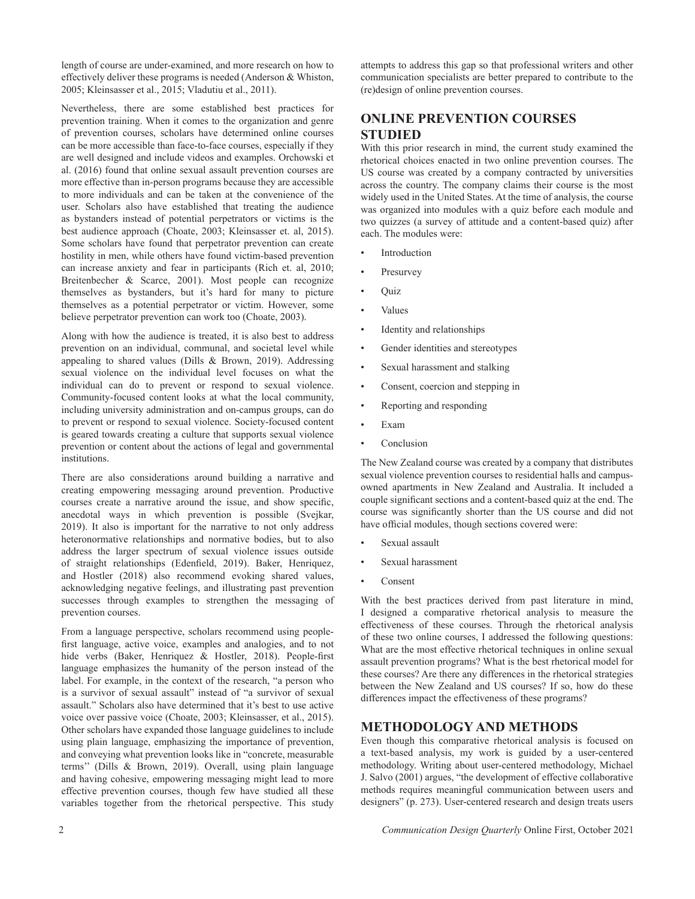length of course are under-examined, and more research on how to effectively deliver these programs is needed (Anderson & Whiston, 2005; Kleinsasser et al., 2015; Vladutiu et al., 2011).

Nevertheless, there are some established best practices for prevention training. When it comes to the organization and genre of prevention courses, scholars have determined online courses can be more accessible than face-to-face courses, especially if they are well designed and include videos and examples. Orchowski et al. (2016) found that online sexual assault prevention courses are more effective than in-person programs because they are accessible to more individuals and can be taken at the convenience of the user. Scholars also have established that treating the audience as bystanders instead of potential perpetrators or victims is the best audience approach (Choate, 2003; Kleinsasser et. al, 2015). Some scholars have found that perpetrator prevention can create hostility in men, while others have found victim-based prevention can increase anxiety and fear in participants (Rich et. al, 2010; Breitenbecher & Scarce, 2001). Most people can recognize themselves as bystanders, but it's hard for many to picture themselves as a potential perpetrator or victim. However, some believe perpetrator prevention can work too (Choate, 2003).

Along with how the audience is treated, it is also best to address prevention on an individual, communal, and societal level while appealing to shared values (Dills & Brown, 2019). Addressing sexual violence on the individual level focuses on what the individual can do to prevent or respond to sexual violence. Community-focused content looks at what the local community, including university administration and on-campus groups, can do to prevent or respond to sexual violence. Society-focused content is geared towards creating a culture that supports sexual violence prevention or content about the actions of legal and governmental institutions.

There are also considerations around building a narrative and creating empowering messaging around prevention. Productive courses create a narrative around the issue, and show specific, anecdotal ways in which prevention is possible (Svejkar, 2019). It also is important for the narrative to not only address heteronormative relationships and normative bodies, but to also address the larger spectrum of sexual violence issues outside of straight relationships (Edenfield, 2019). Baker, Henriquez, and Hostler (2018) also recommend evoking shared values, acknowledging negative feelings, and illustrating past prevention successes through examples to strengthen the messaging of prevention courses.

From a language perspective, scholars recommend using people-first language, active voice, examples and analogies, and to not hide verbs (Baker, Henriquez & Hostler, 2018). People-first language emphasizes the humanity of the person instead of the label. For example, in the context of the research, "a person who is a survivor of sexual assault" instead of "a survivor of sexual assault." Scholars also have determined that it's best to use active voice over passive voice (Choate, 2003; Kleinsasser, et al., 2015). Other scholars have expanded those language guidelines to include using plain language, emphasizing the importance of prevention, and conveying what prevention looks like in "concrete, measurable terms" (Dills & Brown, 2019). Overall, using plain language and having cohesive, empowering messaging might lead to more effective prevention courses, though few have studied all these variables together from the rhetorical perspective. This study attempts to address this gap so that professional writers and other communication specialists are better prepared to contribute to the (re)design of online prevention courses.

## ONLINE PREVENTION COURSES STUDIED

With this prior research in mind, the current study examined the rhetorical choices enacted in two online prevention courses. The US course was created by a company contracted by universities across the country. The company claims their course is the most widely used in the United States. At the time of analysis, the course was organized into modules with a quiz before each module and two quizzes (a survey of attitude and a content-based quiz) after each. The modules were:

- Introduction
- Presurvey
- Quiz
- Values
- Identity and relationships
- Gender identities and stereotypes
- Sexual harassment and stalking
- Consent, coercion and stepping in
- Reporting and responding
- Exam
- Conclusion

The New Zealand course was created by a company that distributes sexual violence prevention courses to residential halls and campus-owned apartments in New Zealand and Australia. It included a couple significant sections and a content-based quiz at the end. The course was significantly shorter than the US course and did not have official modules, though sections covered were:

- Sexual assault
- Sexual harassment
- Consent

With the best practices derived from past literature in mind, I designed a comparative rhetorical analysis to measure the effectiveness of these courses. Through the rhetorical analysis of these two online courses, I addressed the following questions: What are the most effective rhetorical techniques in online sexual assault prevention programs? What is the best rhetorical model for these courses? Are there any differences in the rhetorical strategies between the New Zealand and US courses? If so, how do these differences impact the effectiveness of these programs?

## METHODOLOGY AND METHODS

Even though this comparative rhetorical analysis is focused on a text-based analysis, my work is guided by a user-centered methodology. Writing about user-centered methodology, Michael J. Salvo (2001) argues, "the development of effective collaborative methods requires meaningful communication between users and designers" (p. 273). User-centered research and design treats users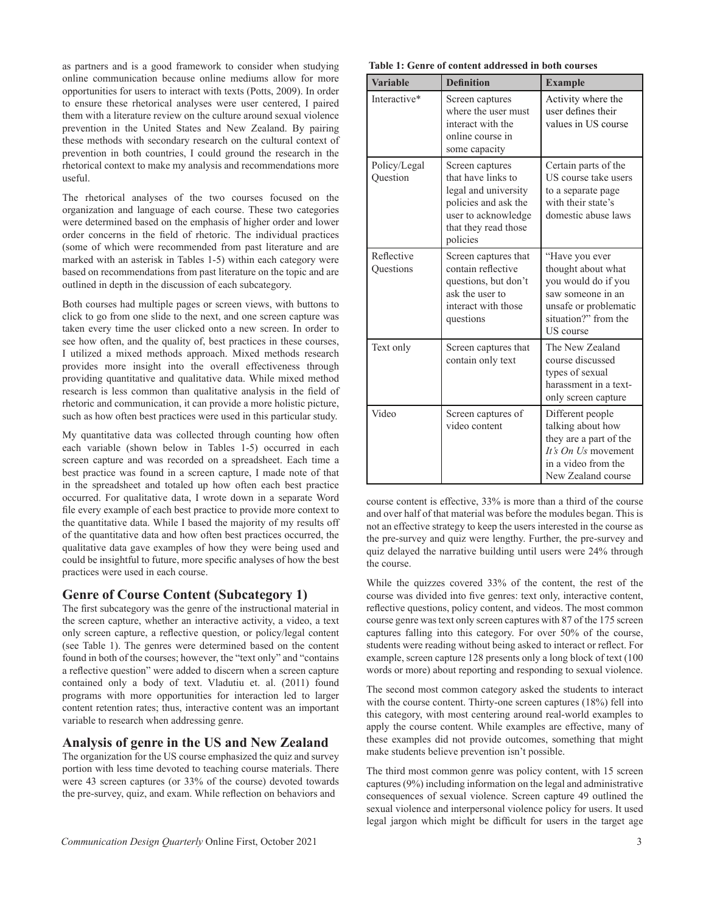as partners and is a good framework to consider when studying online communication because online mediums allow for more opportunities for users to interact with texts (Potts, 2009). In order to ensure these rhetorical analyses were user centered, I paired them with a literature review on the culture around sexual violence prevention in the United States and New Zealand. By pairing these methods with secondary research on the cultural context of prevention in both countries, I could ground the research in the rhetorical context to make my analysis and recommendations more useful.

The rhetorical analyses of the two courses focused on the organization and language of each course. These two categories were determined based on the emphasis of higher order and lower order concerns in the field of rhetoric. The individual practices (some of which were recommended from past literature and are marked with an asterisk in Tables 1-5) within each category were based on recommendations from past literature on the topic and are outlined in depth in the discussion of each subcategory.

Both courses had multiple pages or screen views, with buttons to click to go from one slide to the next, and one screen capture was taken every time the user clicked onto a new screen. In order to see how often, and the quality of, best practices in these courses, I utilized a mixed methods approach. Mixed methods research provides more insight into the overall effectiveness through providing quantitative and qualitative data. While mixed method research is less common than qualitative analysis in the field of rhetoric and communication, it can provide a more holistic picture, such as how often best practices were used in this particular study.

My quantitative data was collected through counting how often each variable (shown below in Tables 1-5) occurred in each screen capture and was recorded on a spreadsheet. Each time a best practice was found in a screen capture, I made note of that in the spreadsheet and totaled up how often each best practice occurred. For qualitative data, I wrote down in a separate Word file every example of each best practice to provide more context to the quantitative data. While I based the majority of my results off of the quantitative data and how often best practices occurred, the qualitative data gave examples of how they were being used and could be insightful to future, more specific analyses of how the best practices were used in each course.

## Genre of Course Content (Subcategory 1)

The first subcategory was the genre of the instructional material in the screen capture, whether an interactive activity, a video, a text only screen capture, a reflective question, or policy/legal content (see Table 1). The genres were determined based on the content found in both of the courses; however, the "text only" and "contains a reflective question" were added to discern when a screen capture contained only a body of text. Vladutiu et. al. (2011) found programs with more opportunities for interaction led to larger content retention rates; thus, interactive content was an important variable to research when addressing genre.

## Analysis of genre in the US and New Zealand

The organization for the US course emphasized the quiz and survey portion with less time devoted to teaching course materials. There were 43 screen captures (or 33% of the course) devoted towards the pre-survey, quiz, and exam. While reflection on behaviors and course content is effective, 33% is more than a third of the course and over half of that material was before the modules began. This is not an effective strategy to keep the users interested in the course as the pre-survey and quiz were lengthy. Further, the pre-survey and quiz delayed the narrative building until users were 24% through the course.

**Table 1: Genre of content addressed in both courses**

| Variable | Definition | Example |
|---|---|---|
| Interactive* | Screen captures where the user must interact with the online course in some capacity | Activity where the user defines their values in US course |
| Policy/Legal Question | Screen captures that have links to legal and university policies and ask the user to acknowledge that they read those policies | Certain parts of the US course take users to a separate page with their state's domestic abuse laws |
| Reflective Questions | Screen captures that contain reflective questions, but don't ask the user to interact with those questions | "Have you ever thought about what you would do if you saw someone in an unsafe or problematic situation?" from the US course |
| Text only | Screen captures that contain only text | The New Zealand course discussed types of sexual harassment in a text-only screen capture |
| Video | Screen captures of video content | Different people talking about how they are a part of the *It's On Us* movement in a video from the New Zealand course |

While the quizzes covered 33% of the content, the rest of the course was divided into five genres: text only, interactive content, reflective questions, policy content, and videos. The most common course genre was text only screen captures with 87 of the 175 screen captures falling into this category. For over 50% of the course, students were reading without being asked to interact or reflect. For example, screen capture 128 presents only a long block of text (100 words or more) about reporting and responding to sexual violence.

The second most common category asked the students to interact with the course content. Thirty-one screen captures (18%) fell into this category, with most centering around real-world examples to apply the course content. While examples are effective, many of these examples did not provide outcomes, something that might make students believe prevention isn't possible.

The third most common genre was policy content, with 15 screen captures (9%) including information on the legal and administrative consequences of sexual violence. Screen capture 49 outlined the sexual violence and interpersonal violence policy for users. It used legal jargon which might be difficult for users in the target age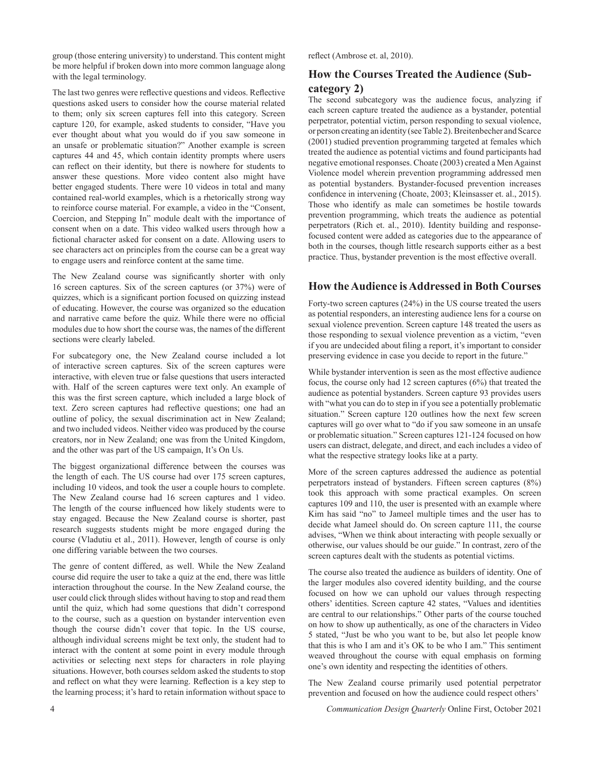group (those entering university) to understand. This content might be more helpful if broken down into more common language along with the legal terminology.

The last two genres were reflective questions and videos. Reflective questions asked users to consider how the course material related to them; only six screen captures fell into this category. Screen capture 120, for example, asked students to consider, "Have you ever thought about what you would do if you saw someone in an unsafe or problematic situation?" Another example is screen captures 44 and 45, which contain identity prompts where users can reflect on their identity, but there is nowhere for students to answer these questions. More video content also might have better engaged students. There were 10 videos in total and many contained real-world examples, which is a rhetorically strong way to reinforce course material. For example, a video in the "Consent, Coercion, and Stepping In" module dealt with the importance of consent when on a date. This video walked users through how a fictional character asked for consent on a date. Allowing users to see characters act on principles from the course can be a great way to engage users and reinforce content at the same time.

The New Zealand course was significantly shorter with only 16 screen captures. Six of the screen captures (or 37%) were of quizzes, which is a significant portion focused on quizzing instead of educating. However, the course was organized so the education and narrative came before the quiz. While there were no official modules due to how short the course was, the names of the different sections were clearly labeled.

For subcategory one, the New Zealand course included a lot of interactive screen captures. Six of the screen captures were interactive, with eleven true or false questions that users interacted with. Half of the screen captures were text only. An example of this was the first screen capture, which included a large block of text. Zero screen captures had reflective questions; one had an outline of policy, the sexual discrimination act in New Zealand; and two included videos. Neither video was produced by the course creators, nor in New Zealand; one was from the United Kingdom, and the other was part of the US campaign, It's On Us.

The biggest organizational difference between the courses was the length of each. The US course had over 175 screen captures, including 10 videos, and took the user a couple hours to complete. The New Zealand course had 16 screen captures and 1 video. The length of the course influenced how likely students were to stay engaged. Because the New Zealand course is shorter, past research suggests students might be more engaged during the course (Vladutiu et al., 2011). However, length of course is only one differing variable between the two courses.

The genre of content differed, as well. While the New Zealand course did require the user to take a quiz at the end, there was little interaction throughout the course. In the New Zealand course, the user could click through slides without having to stop and read them until the quiz, which had some questions that didn't correspond to the course, such as a question on bystander intervention even though the course didn't cover that topic. In the US course, although individual screens might be text only, the student had to interact with the content at some point in every module through activities or selecting next steps for characters in role playing situations. However, both courses seldom asked the students to stop and reflect on what they were learning. Reflection is a key step to the learning process; it's hard to retain information without space to reflect (Ambrose et. al, 2010).

## How the Courses Treated the Audience (Sub-category 2)

The second subcategory was the audience focus, analyzing if each screen capture treated the audience as a bystander, potential perpetrator, potential victim, person responding to sexual violence, or person creating an identity (see Table 2). Breitenbecher and Scarce (2001) studied prevention programming targeted at females which treated the audience as potential victims and found participants had negative emotional responses. Choate (2003) created a Men Against Violence model wherein prevention programming addressed men as potential bystanders. Bystander-focused prevention increases confidence in intervening (Choate, 2003; Kleinsasser et. al., 2015). Those who identify as male can sometimes be hostile towards prevention programming, which treats the audience as potential perpetrators (Rich et. al., 2010). Identity building and response-focused content were added as categories due to the appearance of both in the courses, though little research supports either as a best practice. Thus, bystander prevention is the most effective overall.

## How the Audience is Addressed in Both Courses

Forty-two screen captures (24%) in the US course treated the users as potential responders, an interesting audience lens for a course on sexual violence prevention. Screen capture 148 treated the users as those responding to sexual violence prevention as a victim, "even if you are undecided about filing a report, it's important to consider preserving evidence in case you decide to report in the future."

While bystander intervention is seen as the most effective audience focus, the course only had 12 screen captures (6%) that treated the audience as potential bystanders. Screen capture 93 provides users with "what you can do to step in if you see a potentially problematic situation." Screen capture 120 outlines how the next few screen captures will go over what to "do if you saw someone in an unsafe or problematic situation." Screen captures 121-124 focused on how users can distract, delegate, and direct, and each includes a video of what the respective strategy looks like at a party.

More of the screen captures addressed the audience as potential perpetrators instead of bystanders. Fifteen screen captures (8%) took this approach with some practical examples. On screen captures 109 and 110, the user is presented with an example where Kim has said "no" to Jameel multiple times and the user has to decide what Jameel should do. On screen capture 111, the course advises, "When we think about interacting with people sexually or otherwise, our values should be our guide." In contrast, zero of the screen captures dealt with the students as potential victims.

The course also treated the audience as builders of identity. One of the larger modules also covered identity building, and the course focused on how we can uphold our values through respecting others' identities. Screen capture 42 states, "Values and identities are central to our relationships." Other parts of the course touched on how to show up authentically, as one of the characters in Video 5 stated, "Just be who you want to be, but also let people know that this is who I am and it's OK to be who I am." This sentiment weaved throughout the course with equal emphasis on forming one's own identity and respecting the identities of others.

The New Zealand course primarily used potential perpetrator prevention and focused on how the audience could respect others'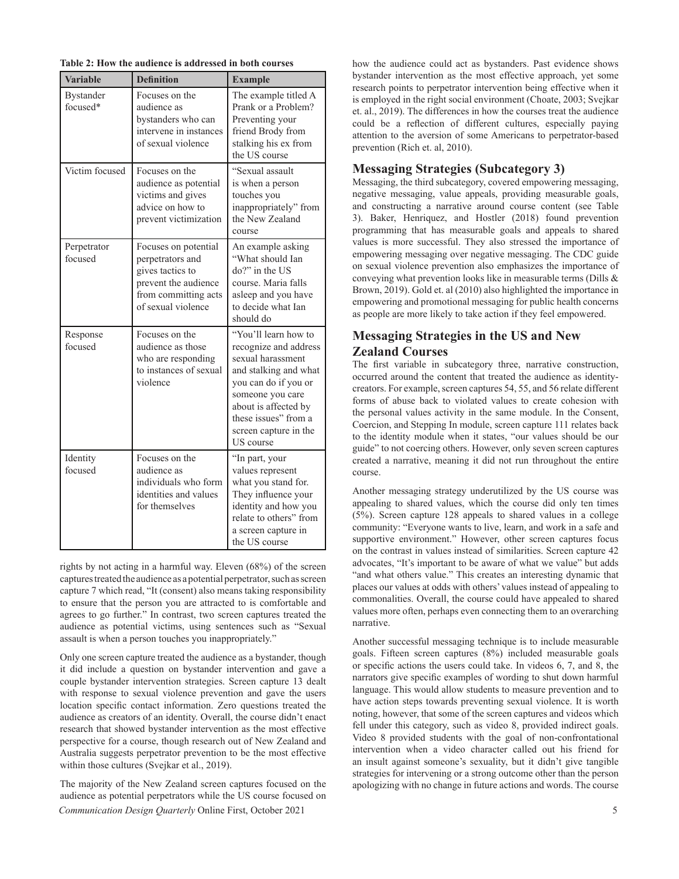**Table 2: How the audience is addressed in both courses**

| Variable | Definition | Example |
| --- | --- | --- |
| Bystander focused* | Focuses on the audience as bystanders who can intervene in instances of sexual violence | The example titled A Prank or a Problem? Preventing your friend Brody from stalking his ex from the US course |
| Victim focused | Focuses on the audience as potential victims and gives advice on how to prevent victimization | "Sexual assault is when a person touches you inappropriately" from the New Zealand course |
| Perpetrator focused | Focuses on potential perpetrators and gives tactics to prevent the audience from committing acts of sexual violence | An example asking "What should Ian do?" in the US course. Maria falls asleep and you have to decide what Ian should do |
| Response focused | Focuses on the audience as those who are responding to instances of sexual violence | "You'll learn how to recognize and address sexual harassment and stalking and what you can do if you or someone you care about is affected by these issues" from a screen capture in the US course |
| Identity focused | Focuses on the audience as individuals who form identities and values for themselves | "In part, your values represent what you stand for. They influence your identity and how you relate to others" from a screen capture in the US course |

rights by not acting in a harmful way. Eleven (68%) of the screen captures treated the audience as a potential perpetrator, such as screen capture 7 which read, "It (consent) also means taking responsibility to ensure that the person you are attracted to is comfortable and agrees to go further." In contrast, two screen captures treated the audience as potential victims, using sentences such as "Sexual assault is when a person touches you inappropriately."

Only one screen capture treated the audience as a bystander, though it did include a question on bystander intervention and gave a couple bystander intervention strategies. Screen capture 13 dealt with response to sexual violence prevention and gave the users location specific contact information. Zero questions treated the audience as creators of an identity. Overall, the course didn't enact research that showed bystander intervention as the most effective perspective for a course, though research out of New Zealand and Australia suggests perpetrator prevention to be the most effective within those cultures (Svejkar et al., 2019).

The majority of the New Zealand screen captures focused on the audience as potential perpetrators while the US course focused on how the audience could act as bystanders. Past evidence shows bystander intervention as the most effective approach, yet some research points to perpetrator intervention being effective when it is employed in the right social environment (Choate, 2003; Svejkar et. al., 2019). The differences in how the courses treat the audience could be a reflection of different cultures, especially paying attention to the aversion of some Americans to perpetrator-based prevention (Rich et. al, 2010).

## Messaging Strategies (Subcategory 3)

Messaging, the third subcategory, covered empowering messaging, negative messaging, value appeals, providing measurable goals, and constructing a narrative around course content (see Table 3). Baker, Henriquez, and Hostler (2018) found prevention programming that has measurable goals and appeals to shared values is more successful. They also stressed the importance of empowering messaging over negative messaging. The CDC guide on sexual violence prevention also emphasizes the importance of conveying what prevention looks like in measurable terms (Dills & Brown, 2019). Gold et. al (2010) also highlighted the importance in empowering and promotional messaging for public health concerns as people are more likely to take action if they feel empowered.

## Messaging Strategies in the US and New Zealand Courses

The first variable in subcategory three, narrative construction, occurred around the content that treated the audience as identity-creators. For example, screen captures 54, 55, and 56 relate different forms of abuse back to violated values to create cohesion with the personal values activity in the same module. In the Consent, Coercion, and Stepping In module, screen capture 111 relates back to the identity module when it states, "our values should be our guide" to not coercing others. However, only seven screen captures created a narrative, meaning it did not run throughout the entire course.

Another messaging strategy underutilized by the US course was appealing to shared values, which the course did only ten times (5%). Screen capture 128 appeals to shared values in a college community: "Everyone wants to live, learn, and work in a safe and supportive environment." However, other screen captures focus on the contrast in values instead of similarities. Screen capture 42 advocates, "It's important to be aware of what we value" but adds "and what others value." This creates an interesting dynamic that places our values at odds with others' values instead of appealing to commonalities. Overall, the course could have appealed to shared values more often, perhaps even connecting them to an overarching narrative.

Another successful messaging technique is to include measurable goals. Fifteen screen captures (8%) included measurable goals or specific actions the users could take. In videos 6, 7, and 8, the narrators give specific examples of wording to shut down harmful language. This would allow students to measure prevention and to have action steps towards preventing sexual violence. It is worth noting, however, that some of the screen captures and videos which fell under this category, such as video 8, provided indirect goals. Video 8 provided students with the goal of non-confrontational intervention when a video character called out his friend for an insult against someone's sexuality, but it didn't give tangible strategies for intervening or a strong outcome other than the person apologizing with no change in future actions and words. The course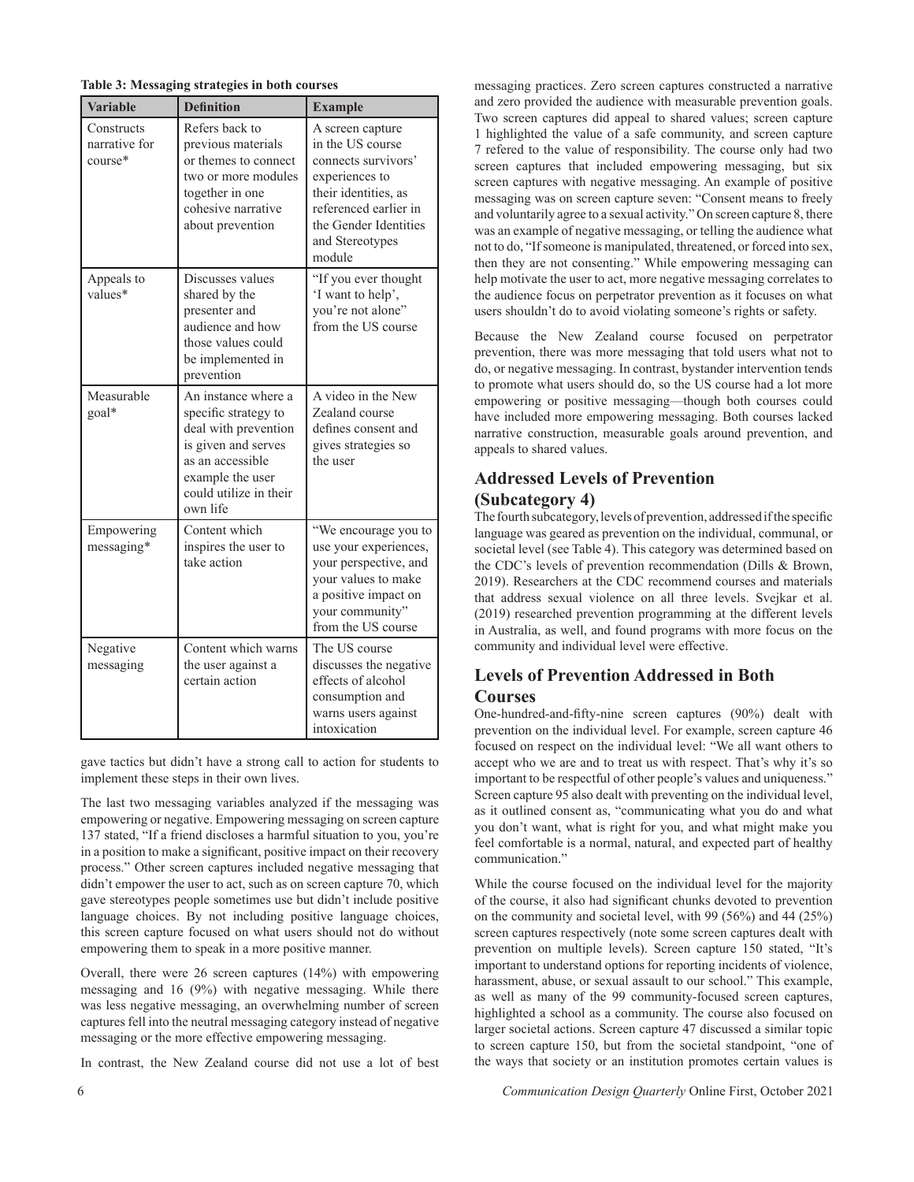**Table 3: Messaging strategies in both courses**

| Variable | Definition | Example |
| --- | --- | --- |
| Constructs narrative for course* | Refers back to previous materials or themes to connect two or more modules together in one cohesive narrative about prevention | A screen capture in the US course connects survivors' experiences to their identities, as referenced earlier in the Gender Identities and Stereotypes module |
| Appeals to values* | Discusses values shared by the presenter and audience and how those values could be implemented in prevention | "If you ever thought 'I want to help', you're not alone" from the US course |
| Measurable goal* | An instance where a specific strategy to deal with prevention is given and serves as an accessible example the user could utilize in their own life | A video in the New Zealand course defines consent and gives strategies so the user |
| Empowering messaging* | Content which inspires the user to take action | "We encourage you to use your experiences, your perspective, and your values to make a positive impact on your community" from the US course |
| Negative messaging | Content which warns the user against a certain action | The US course discusses the negative effects of alcohol consumption and warns users against intoxication |

gave tactics but didn't have a strong call to action for students to implement these steps in their own lives.

The last two messaging variables analyzed if the messaging was empowering or negative. Empowering messaging on screen capture 137 stated, "If a friend discloses a harmful situation to you, you're in a position to make a significant, positive impact on their recovery process." Other screen captures included negative messaging that didn't empower the user to act, such as on screen capture 70, which gave stereotypes people sometimes use but didn't include positive language choices. By not including positive language choices, this screen capture focused on what users should not do without empowering them to speak in a more positive manner.

Overall, there were 26 screen captures (14%) with empowering messaging and 16 (9%) with negative messaging. While there was less negative messaging, an overwhelming number of screen captures fell into the neutral messaging category instead of negative messaging or the more effective empowering messaging.

In contrast, the New Zealand course did not use a lot of best messaging practices. Zero screen captures constructed a narrative and zero provided the audience with measurable prevention goals. Two screen captures did appeal to shared values; screen capture 1 highlighted the value of a safe community, and screen capture 7 refered to the value of responsibility. The course only had two screen captures that included empowering messaging, but six screen captures with negative messaging. An example of positive messaging was on screen capture seven: "Consent means to freely and voluntarily agree to a sexual activity." On screen capture 8, there was an example of negative messaging, or telling the audience what not to do, "If someone is manipulated, threatened, or forced into sex, then they are not consenting." While empowering messaging can help motivate the user to act, more negative messaging correlates to the audience focus on perpetrator prevention as it focuses on what users shouldn't do to avoid violating someone's rights or safety.

Because the New Zealand course focused on perpetrator prevention, there was more messaging that told users what not to do, or negative messaging. In contrast, bystander intervention tends to promote what users should do, so the US course had a lot more empowering or positive messaging—though both courses could have included more empowering messaging. Both courses lacked narrative construction, measurable goals around prevention, and appeals to shared values.

## Addressed Levels of Prevention (Subcategory 4)

The fourth subcategory, levels of prevention, addressed if the specific language was geared as prevention on the individual, communal, or societal level (see Table 4). This category was determined based on the CDC's levels of prevention recommendation (Dills & Brown, 2019). Researchers at the CDC recommend courses and materials that address sexual violence on all three levels. Svejkar et al. (2019) researched prevention programming at the different levels in Australia, as well, and found programs with more focus on the community and individual level were effective.

## Levels of Prevention Addressed in Both Courses

One-hundred-and-fifty-nine screen captures (90%) dealt with prevention on the individual level. For example, screen capture 46 focused on respect on the individual level: "We all want others to accept who we are and to treat us with respect. That's why it's so important to be respectful of other people's values and uniqueness." Screen capture 95 also dealt with preventing on the individual level, as it outlined consent as, "communicating what you do and what you don't want, what is right for you, and what might make you feel comfortable is a normal, natural, and expected part of healthy communication."

While the course focused on the individual level for the majority of the course, it also had significant chunks devoted to prevention on the community and societal level, with 99 (56%) and 44 (25%) screen captures respectively (note some screen captures dealt with prevention on multiple levels). Screen capture 150 stated, "It's important to understand options for reporting incidents of violence, harassment, abuse, or sexual assault to our school." This example, as well as many of the 99 community-focused screen captures, highlighted a school as a community. The course also focused on larger societal actions. Screen capture 47 discussed a similar topic to screen capture 150, but from the societal standpoint, "one of the ways that society or an institution promotes certain values is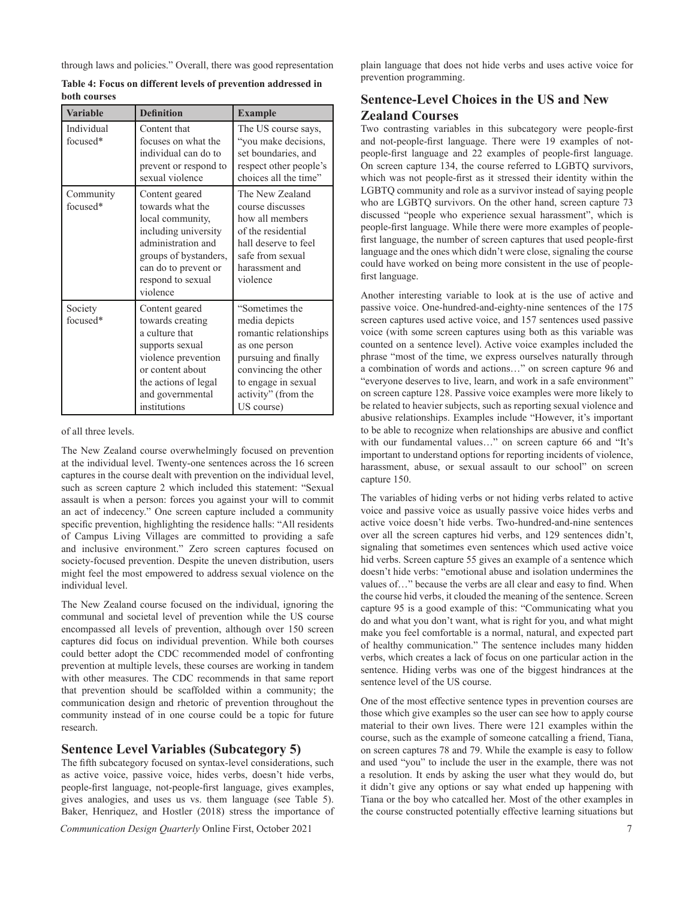through laws and policies." Overall, there was good representation

**Table 4: Focus on different levels of prevention addressed in both courses**

| Variable | Definition | Example |
|---|---|---|
| Individual focused* | Content that focuses on what the individual can do to prevent or respond to sexual violence | The US course says, "you make decisions, set boundaries, and respect other people's choices all the time" |
| Community focused* | Content geared towards what the local community, including university administration and groups of bystanders, can do to prevent or respond to sexual violence | The New Zealand course discusses how all members of the residential hall deserve to feel safe from sexual harassment and violence |
| Society focused* | Content geared towards creating a culture that supports sexual violence prevention or content about the actions of legal and governmental institutions | "Sometimes the media depicts romantic relationships as one person pursuing and finally convincing the other to engage in sexual activity" (from the US course) |

of all three levels.

The New Zealand course overwhelmingly focused on prevention at the individual level. Twenty-one sentences across the 16 screen captures in the course dealt with prevention on the individual level, such as screen capture 2 which included this statement: "Sexual assault is when a person: forces you against your will to commit an act of indecency." One screen capture included a community specific prevention, highlighting the residence halls: "All residents of Campus Living Villages are committed to providing a safe and inclusive environment." Zero screen captures focused on society-focused prevention. Despite the uneven distribution, users might feel the most empowered to address sexual violence on the individual level.

The New Zealand course focused on the individual, ignoring the communal and societal level of prevention while the US course encompassed all levels of prevention, although over 150 screen captures did focus on individual prevention. While both courses could better adopt the CDC recommended model of confronting prevention at multiple levels, these courses are working in tandem with other measures. The CDC recommends in that same report that prevention should be scaffolded within a community; the communication design and rhetoric of prevention throughout the community instead of in one course could be a topic for future research.

## Sentence Level Variables (Subcategory 5)

The fifth subcategory focused on syntax-level considerations, such as active voice, passive voice, hides verbs, doesn't hide verbs, people-first language, not-people-first language, gives examples, gives analogies, and uses us vs. them language (see Table 5). Baker, Henriquez, and Hostler (2018) stress the importance of plain language that does not hide verbs and uses active voice for prevention programming.

## Sentence-Level Choices in the US and New Zealand Courses

Two contrasting variables in this subcategory were people-first and not-people-first language. There were 19 examples of not-people-first language and 22 examples of people-first language. On screen capture 134, the course referred to LGBTQ survivors, which was not people-first as it stressed their identity within the LGBTQ community and role as a survivor instead of saying people who are LGBTQ survivors. On the other hand, screen capture 73 discussed "people who experience sexual harassment", which is people-first language. While there were more examples of people-first language, the number of screen captures that used people-first language and the ones which didn't were close, signaling the course could have worked on being more consistent in the use of people-first language.

Another interesting variable to look at is the use of active and passive voice. One-hundred-and-eighty-nine sentences of the 175 screen captures used active voice, and 157 sentences used passive voice (with some screen captures using both as this variable was counted on a sentence level). Active voice examples included the phrase "most of the time, we express ourselves naturally through a combination of words and actions…" on screen capture 96 and "everyone deserves to live, learn, and work in a safe environment" on screen capture 128. Passive voice examples were more likely to be related to heavier subjects, such as reporting sexual violence and abusive relationships. Examples include "However, it's important to be able to recognize when relationships are abusive and conflict with our fundamental values…" on screen capture 66 and "It's important to understand options for reporting incidents of violence, harassment, abuse, or sexual assault to our school" on screen capture 150.

The variables of hiding verbs or not hiding verbs related to active voice and passive voice as usually passive voice hides verbs and active voice doesn't hide verbs. Two-hundred-and-nine sentences over all the screen captures hid verbs, and 129 sentences didn't, signaling that sometimes even sentences which used active voice hid verbs. Screen capture 55 gives an example of a sentence which doesn't hide verbs: "emotional abuse and isolation undermines the values of…" because the verbs are all clear and easy to find. When the course hid verbs, it clouded the meaning of the sentence. Screen capture 95 is a good example of this: "Communicating what you do and what you don't want, what is right for you, and what might make you feel comfortable is a normal, natural, and expected part of healthy communication." The sentence includes many hidden verbs, which creates a lack of focus on one particular action in the sentence. Hiding verbs was one of the biggest hindrances at the sentence level of the US course.

One of the most effective sentence types in prevention courses are those which give examples so the user can see how to apply course material to their own lives. There were 121 examples within the course, such as the example of someone catcalling a friend, Tiana, on screen captures 78 and 79. While the example is easy to follow and used "you" to include the user in the example, there was not a resolution. It ends by asking the user what they would do, but it didn't give any options or say what ended up happening with Tiana or the boy who catcalled her. Most of the other examples in the course constructed potentially effective learning situations but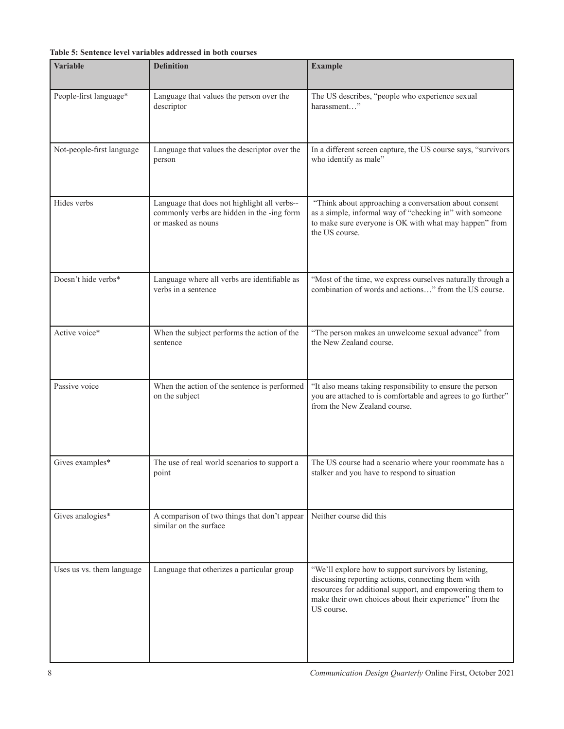**Table 5: Sentence level variables addressed in both courses**

| Variable | Definition | Example |
| --- | --- | --- |
| People-first language* | Language that values the person over the descriptor | The US describes, "people who experience sexual harassment…" |
| Not-people-first language | Language that values the descriptor over the person | In a different screen capture, the US course says, "survivors who identify as male" |
| Hides verbs | Language that does not highlight all verbs--commonly verbs are hidden in the -ing form or masked as nouns | "Think about approaching a conversation about consent as a simple, informal way of "checking in" with someone to make sure everyone is OK with what may happen" from the US course. |
| Doesn't hide verbs* | Language where all verbs are identifiable as verbs in a sentence | "Most of the time, we express ourselves naturally through a combination of words and actions…" from the US course. |
| Active voice* | When the subject performs the action of the sentence | "The person makes an unwelcome sexual advance" from the New Zealand course. |
| Passive voice | When the action of the sentence is performed on the subject | "It also means taking responsibility to ensure the person you are attached to is comfortable and agrees to go further" from the New Zealand course. |
| Gives examples* | The use of real world scenarios to support a point | The US course had a scenario where your roommate has a stalker and you have to respond to situation |
| Gives analogies* | A comparison of two things that don't appear similar on the surface | Neither course did this |
| Uses us vs. them language | Language that otherizes a particular group | "We'll explore how to support survivors by listening, discussing reporting actions, connecting them with resources for additional support, and empowering them to make their own choices about their experience" from the US course. |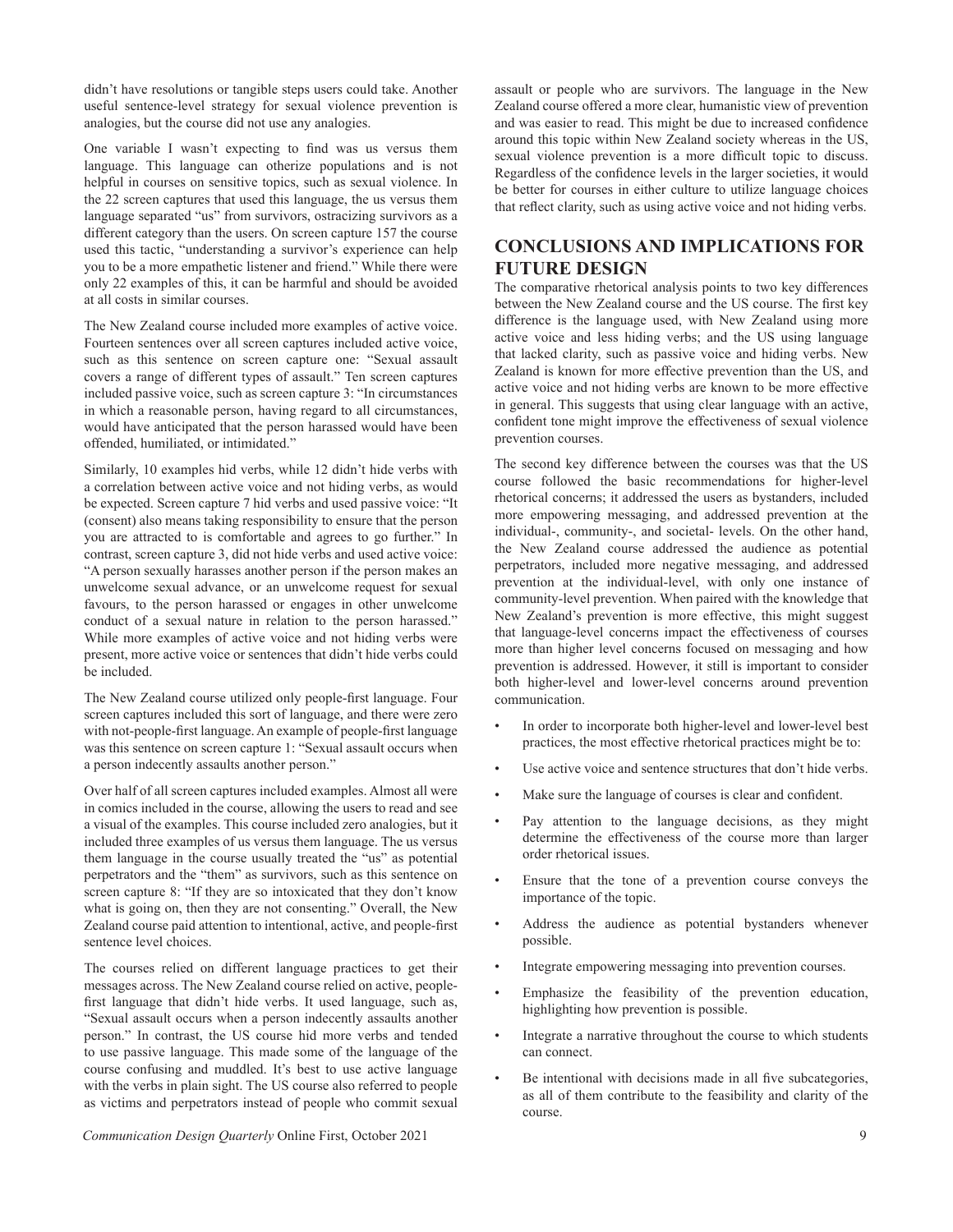didn't have resolutions or tangible steps users could take. Another useful sentence-level strategy for sexual violence prevention is analogies, but the course did not use any analogies.

One variable I wasn't expecting to find was us versus them language. This language can otherize populations and is not helpful in courses on sensitive topics, such as sexual violence. In the 22 screen captures that used this language, the us versus them language separated "us" from survivors, ostracizing survivors as a different category than the users. On screen capture 157 the course used this tactic, "understanding a survivor's experience can help you to be a more empathetic listener and friend." While there were only 22 examples of this, it can be harmful and should be avoided at all costs in similar courses.

The New Zealand course included more examples of active voice. Fourteen sentences over all screen captures included active voice, such as this sentence on screen capture one: "Sexual assault covers a range of different types of assault." Ten screen captures included passive voice, such as screen capture 3: "In circumstances in which a reasonable person, having regard to all circumstances, would have anticipated that the person harassed would have been offended, humiliated, or intimidated."

Similarly, 10 examples hid verbs, while 12 didn't hide verbs with a correlation between active voice and not hiding verbs, as would be expected. Screen capture 7 hid verbs and used passive voice: "It (consent) also means taking responsibility to ensure that the person you are attracted to is comfortable and agrees to go further." In contrast, screen capture 3, did not hide verbs and used active voice: "A person sexually harasses another person if the person makes an unwelcome sexual advance, or an unwelcome request for sexual favours, to the person harassed or engages in other unwelcome conduct of a sexual nature in relation to the person harassed." While more examples of active voice and not hiding verbs were present, more active voice or sentences that didn't hide verbs could be included.

The New Zealand course utilized only people-first language. Four screen captures included this sort of language, and there were zero with not-people-first language. An example of people-first language was this sentence on screen capture 1: "Sexual assault occurs when a person indecently assaults another person."

Over half of all screen captures included examples. Almost all were in comics included in the course, allowing the users to read and see a visual of the examples. This course included zero analogies, but it included three examples of us versus them language. The us versus them language in the course usually treated the "us" as potential perpetrators and the "them" as survivors, such as this sentence on screen capture 8: "If they are so intoxicated that they don't know what is going on, then they are not consenting." Overall, the New Zealand course paid attention to intentional, active, and people-first sentence level choices.

The courses relied on different language practices to get their messages across. The New Zealand course relied on active, people-first language that didn't hide verbs. It used language, such as, "Sexual assault occurs when a person indecently assaults another person." In contrast, the US course hid more verbs and tended to use passive language. This made some of the language of the course confusing and muddled. It's best to use active language with the verbs in plain sight. The US course also referred to people as victims and perpetrators instead of people who commit sexual assault or people who are survivors. The language in the New Zealand course offered a more clear, humanistic view of prevention and was easier to read. This might be due to increased confidence around this topic within New Zealand society whereas in the US, sexual violence prevention is a more difficult topic to discuss. Regardless of the confidence levels in the larger societies, it would be better for courses in either culture to utilize language choices that reflect clarity, such as using active voice and not hiding verbs.

## CONCLUSIONS AND IMPLICATIONS FOR FUTURE DESIGN

The comparative rhetorical analysis points to two key differences between the New Zealand course and the US course. The first key difference is the language used, with New Zealand using more active voice and less hiding verbs; and the US using language that lacked clarity, such as passive voice and hiding verbs. New Zealand is known for more effective prevention than the US, and active voice and not hiding verbs are known to be more effective in general. This suggests that using clear language with an active, confident tone might improve the effectiveness of sexual violence prevention courses.

The second key difference between the courses was that the US course followed the basic recommendations for higher-level rhetorical concerns; it addressed the users as bystanders, included more empowering messaging, and addressed prevention at the individual-, community-, and societal- levels. On the other hand, the New Zealand course addressed the audience as potential perpetrators, included more negative messaging, and addressed prevention at the individual-level, with only one instance of community-level prevention. When paired with the knowledge that New Zealand's prevention is more effective, this might suggest that language-level concerns impact the effectiveness of courses more than higher level concerns focused on messaging and how prevention is addressed. However, it still is important to consider both higher-level and lower-level concerns around prevention communication.

- In order to incorporate both higher-level and lower-level best practices, the most effective rhetorical practices might be to:
- Use active voice and sentence structures that don't hide verbs.
- Make sure the language of courses is clear and confident.
- Pay attention to the language decisions, as they might determine the effectiveness of the course more than larger order rhetorical issues.
- Ensure that the tone of a prevention course conveys the importance of the topic.
- Address the audience as potential bystanders whenever possible.
- Integrate empowering messaging into prevention courses.
- Emphasize the feasibility of the prevention education, highlighting how prevention is possible.
- Integrate a narrative throughout the course to which students can connect.
- Be intentional with decisions made in all five subcategories, as all of them contribute to the feasibility and clarity of the course.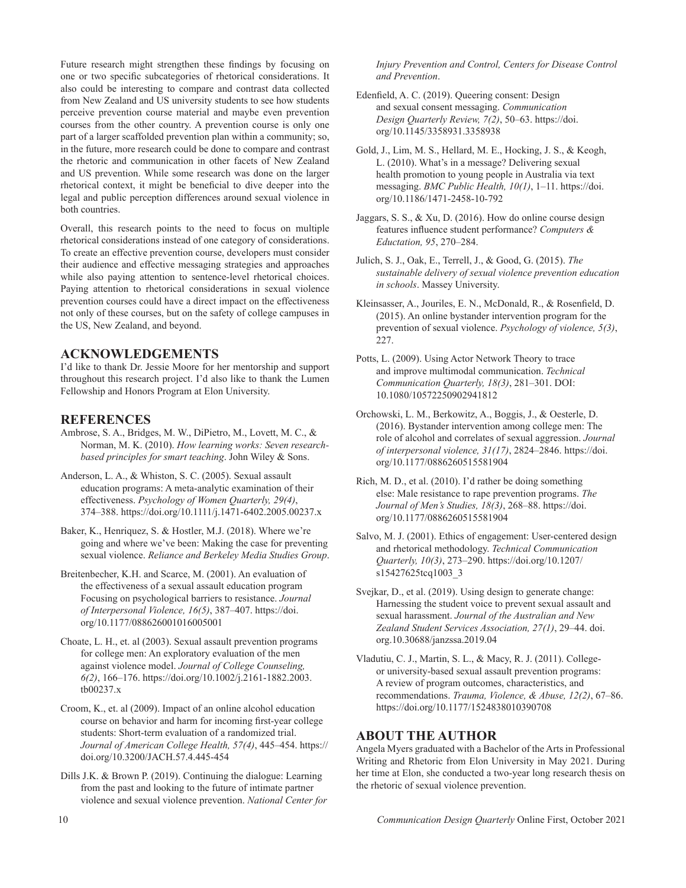Future research might strengthen these findings by focusing on one or two specific subcategories of rhetorical considerations. It also could be interesting to compare and contrast data collected from New Zealand and US university students to see how students perceive prevention course material and maybe even prevention courses from the other country. A prevention course is only one part of a larger scaffolded prevention plan within a community; so, in the future, more research could be done to compare and contrast the rhetoric and communication in other facets of New Zealand and US prevention. While some research was done on the larger rhetorical context, it might be beneficial to dive deeper into the legal and public perception differences around sexual violence in both countries.

Overall, this research points to the need to focus on multiple rhetorical considerations instead of one category of considerations. To create an effective prevention course, developers must consider their audience and effective messaging strategies and approaches while also paying attention to sentence-level rhetorical choices. Paying attention to rhetorical considerations in sexual violence prevention courses could have a direct impact on the effectiveness not only of these courses, but on the safety of college campuses in the US, New Zealand, and beyond.

## ACKNOWLEDGEMENTS

I'd like to thank Dr. Jessie Moore for her mentorship and support throughout this research project. I'd also like to thank the Lumen Fellowship and Honors Program at Elon University.

## REFERENCES

Ambrose, S. A., Bridges, M. W., DiPietro, M., Lovett, M. C., & Norman, M. K. (2010). *How learning works: Seven research-based principles for smart teaching*. John Wiley & Sons.

Anderson, L. A., & Whiston, S. C. (2005). Sexual assault education programs: A meta-analytic examination of their effectiveness. *Psychology of Women Quarterly, 29(4)*, 374–388. https://doi.org/10.1111/j.1471-6402.2005.00237.x

Baker, K., Henriquez, S. & Hostler, M.J. (2018). Where we're going and where we've been: Making the case for preventing sexual violence. *Reliance and Berkeley Media Studies Group*.

Breitenbecher, K.H. and Scarce, M. (2001). An evaluation of the effectiveness of a sexual assault education program Focusing on psychological barriers to resistance. *Journal of Interpersonal Violence, 16(5)*, 387–407. https://doi.org/10.1177/088626001016005001

Choate, L. H., et. al (2003). Sexual assault prevention programs for college men: An exploratory evaluation of the men against violence model. *Journal of College Counseling, 6(2)*, 166–176. https://doi.org/10.1002/j.2161-1882.2003.tb00237.x

Croom, K., et. al (2009). Impact of an online alcohol education course on behavior and harm for incoming first-year college students: Short-term evaluation of a randomized trial. *Journal of American College Health, 57(4)*, 445–454. https://doi.org/10.3200/JACH.57.4.445-454

Dills J.K. & Brown P. (2019). Continuing the dialogue: Learning from the past and looking to the future of intimate partner violence and sexual violence prevention. *National Center for Injury Prevention and Control, Centers for Disease Control and Prevention*.

Edenfield, A. C. (2019). Queering consent: Design and sexual consent messaging. *Communication Design Quarterly Review, 7(2)*, 50–63. https://doi.org/10.1145/3358931.3358938

Gold, J., Lim, M. S., Hellard, M. E., Hocking, J. S., & Keogh, L. (2010). What's in a message? Delivering sexual health promotion to young people in Australia via text messaging. *BMC Public Health, 10(1)*, 1–11. https://doi.org/10.1186/1471-2458-10-792

Jaggars, S. S., & Xu, D. (2016). How do online course design features influence student performance? *Computers & Eductation, 95*, 270–284.

Julich, S. J., Oak, E., Terrell, J., & Good, G. (2015). *The sustainable delivery of sexual violence prevention education in schools*. Massey University.

Kleinsasser, A., Jouriles, E. N., McDonald, R., & Rosenfield, D. (2015). An online bystander intervention program for the prevention of sexual violence. *Psychology of violence, 5(3)*, 227.

Potts, L. (2009). Using Actor Network Theory to trace and improve multimodal communication. *Technical Communication Quarterly, 18(3)*, 281–301. DOI: 10.1080/10572250902941812

Orchowski, L. M., Berkowitz, A., Boggis, J., & Oesterle, D. (2016). Bystander intervention among college men: The role of alcohol and correlates of sexual aggression. *Journal of interpersonal violence, 31(17)*, 2824–2846. https://doi.org/10.1177/0886260515581904

Rich, M. D., et al. (2010). I'd rather be doing something else: Male resistance to rape prevention programs. *The Journal of Men's Studies, 18(3)*, 268–88. https://doi.org/10.1177/0886260515581904

Salvo, M. J. (2001). Ethics of engagement: User-centered design and rhetorical methodology. *Technical Communication Quarterly, 10(3)*, 273–290. https://doi.org/10.1207/s15427625tcq1003_3

Svejkar, D., et al. (2019). Using design to generate change: Harnessing the student voice to prevent sexual assault and sexual harassment. *Journal of the Australian and New Zealand Student Services Association, 27(1)*, 29–44. doi.org.10.30688/janzssa.2019.04

Vladutiu, C. J., Martin, S. L., & Macy, R. J. (2011). College- or university-based sexual assault prevention programs: A review of program outcomes, characteristics, and recommendations. *Trauma, Violence, & Abuse, 12(2)*, 67–86. https://doi.org/10.1177/1524838010390708

## ABOUT THE AUTHOR

Angela Myers graduated with a Bachelor of the Arts in Professional Writing and Rhetoric from Elon University in May 2021. During her time at Elon, she conducted a two-year long research thesis on the rhetoric of sexual violence prevention.